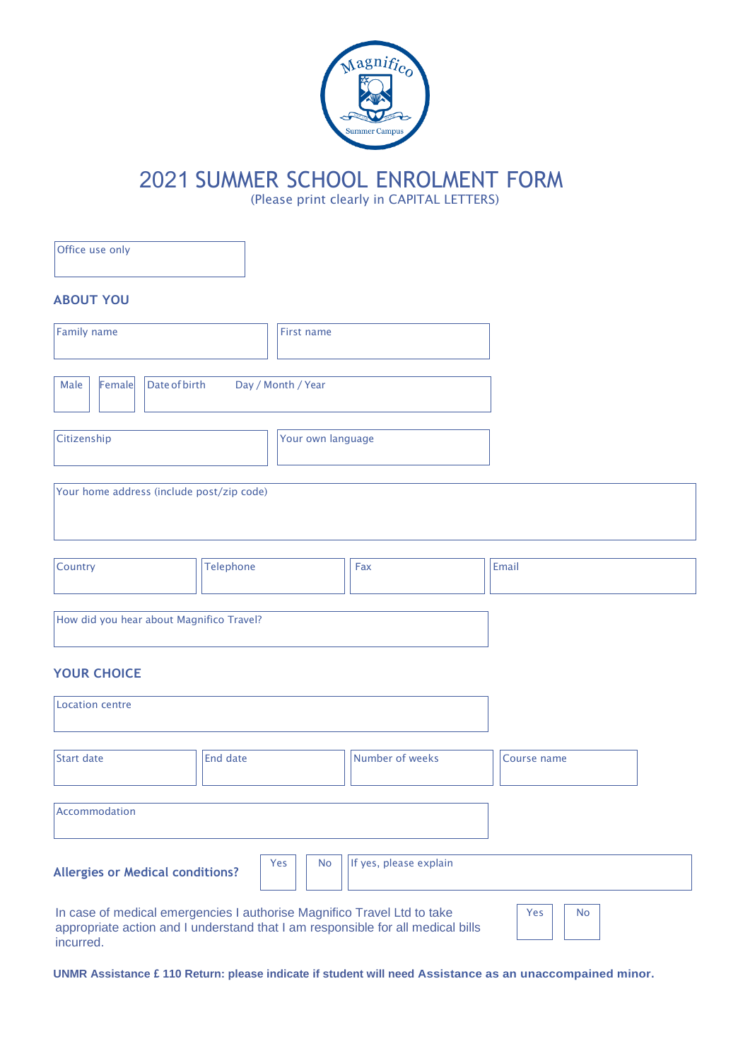Magnifico Summer Campus

# 2021 SUMMER SCHOOL ENROLMENT FORM

(Please print clearly in CAPITAL LETTERS)

| Office use only |
|---|
| |

## ABOUT YOU

| Family name | First name |
|---|---|
| | |

| Male | Female | Date of birth Day / Month / Year |
|---|---|---|
| | | |

| Citizenship | Your own language |
|---|---|
| | |

| Your home address (include post/zip code) |
|---|
| |

| Country | Telephone | Fax | Email |
|---|---|---|---|
| | | | |

| How did you hear about Magnifico Travel? |
|---|
| |

## YOUR CHOICE

| Location centre |
|---|
| |

| Start date | End date | Number of weeks | Course name |
|---|---|---|---|
| | | | |

| Accommodation |
|---|
| |

**Allergies or Medical conditions?**

| Yes | No | If yes, please explain |
|---|---|---|
| | | |

In case of medical emergencies I authorise Magnifico Travel Ltd to take appropriate action and I understand that I am responsible for all medical bills incurred.

| Yes | No |
|---|---|
| | |

**UNMR Assistance £ 110 Return: please indicate if student will need Assistance as an unaccompanied minor.**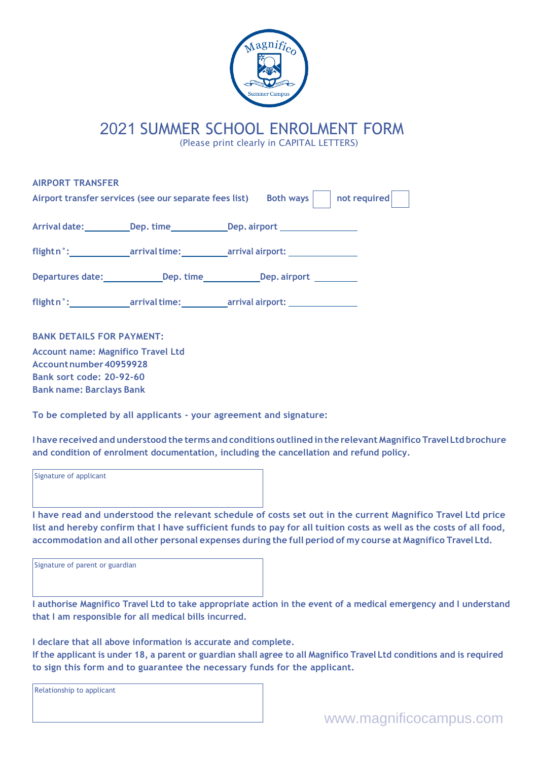# 2021 SUMMER SCHOOL ENROLMENT FORM

(Please print clearly in CAPITAL LETTERS)

**AIRPORT TRANSFER**

**Airport transfer services (see our separate fees list)** **Both ways** ☐ **not required** ☐

**Arrival date:**\_\_\_\_\_\_\_\_\_\_ **Dep. time**\_\_\_\_\_\_\_\_\_\_ **Dep. airport** \_\_\_\_\_\_\_\_\_\_

**flight n°:**\_\_\_\_\_\_\_\_\_\_ **arrival time:**\_\_\_\_\_\_\_\_\_\_ **arrival airport:** \_\_\_\_\_\_\_\_\_\_

**Departures date:**\_\_\_\_\_\_\_\_\_\_ **Dep. time**\_\_\_\_\_\_\_\_\_\_ **Dep. airport** \_\_\_\_\_\_\_\_\_\_

**flight n°:**\_\_\_\_\_\_\_\_\_\_ **arrival time:**\_\_\_\_\_\_\_\_\_\_ **arrival airport:** \_\_\_\_\_\_\_\_\_\_

**BANK DETAILS FOR PAYMENT:**

**Account name: Magnifico Travel Ltd**
**Account number 40959928**
**Bank sort code: 20-92-60**
**Bank name: Barclays Bank**

**To be completed by all applicants - your agreement and signature:**

**I have received and understood the terms and conditions outlined in the relevant Magnifico Travel Ltd brochure and condition of enrolment documentation, including the cancellation and refund policy.**

Signature of applicant

**I have read and understood the relevant schedule of costs set out in the current Magnifico Travel Ltd price list and hereby confirm that I have sufficient funds to pay for all tuition costs as well as the costs of all food, accommodation and all other personal expenses during the full period of my course at Magnifico Travel Ltd.**

Signature of parent or guardian

**I authorise Magnifico Travel Ltd to take appropriate action in the event of a medical emergency and I understand that I am responsible for all medical bills incurred.**

**I declare that all above information is accurate and complete.**
**If the applicant is under 18, a parent or guardian shall agree to all Magnifico Travel Ltd conditions and is required to sign this form and to guarantee the necessary funds for the applicant.**

Relationship to applicant

www.magnificocampus.com